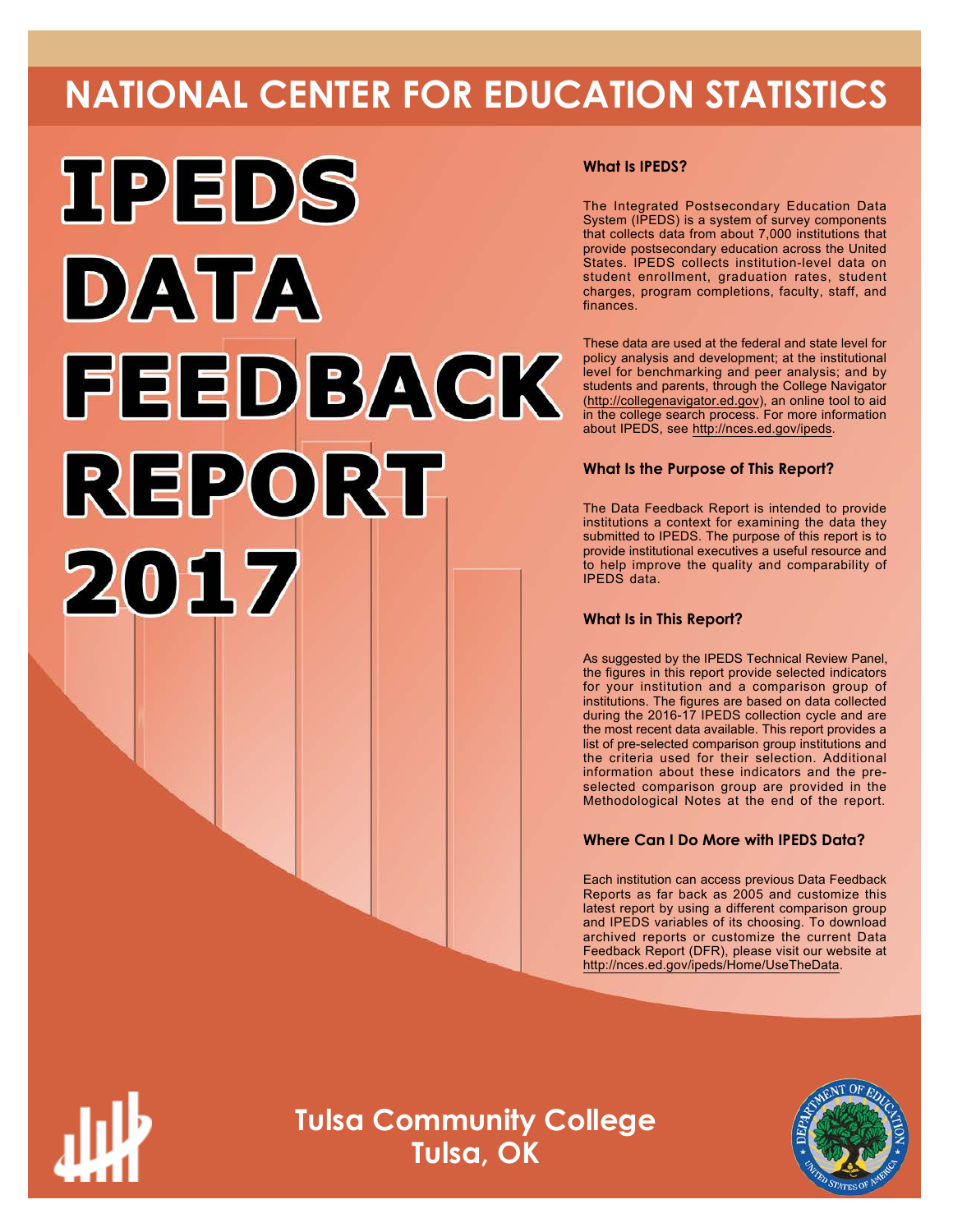# NATIONAL CENTER FOR EDUCATION STATISTICS

# IPEDS DATA FEEDBACK REPORT 2017

### What Is IPEDS?

The Integrated Postsecondary Education Data System (IPEDS) is a system of survey components that collects data from about 7,000 institutions that provide postsecondary education across the United States. IPEDS collects institution-level data on student enrollment, graduation rates, student charges, program completions, faculty, staff, and finances.

These data are used at the federal and state level for policy analysis and development; at the institutional level for benchmarking and peer analysis; and by students and parents, through the College Navigator (http://collegenavigator.ed.gov), an online tool to aid in the college search process. For more information about IPEDS, see http://nces.ed.gov/ipeds.

### What Is the Purpose of This Report?

The Data Feedback Report is intended to provide institutions a context for examining the data they submitted to IPEDS. The purpose of this report is to provide institutional executives a useful resource and to help improve the quality and comparability of IPEDS data.

### What Is in This Report?

As suggested by the IPEDS Technical Review Panel, the figures in this report provide selected indicators for your institution and a comparison group of institutions. The figures are based on data collected during the 2016-17 IPEDS collection cycle and are the most recent data available. This report provides a list of pre-selected comparison group institutions and the criteria used for their selection. Additional information about these indicators and the pre-selected comparison group are provided in the Methodological Notes at the end of the report.

### Where Can I Do More with IPEDS Data?

Each institution can access previous Data Feedback Reports as far back as 2005 and customize this latest report by using a different comparison group and IPEDS variables of its choosing. To download archived reports or customize the current Data Feedback Report (DFR), please visit our website at http://nces.ed.gov/ipeds/Home/UseTheData.

**Tulsa Community College**
**Tulsa, OK**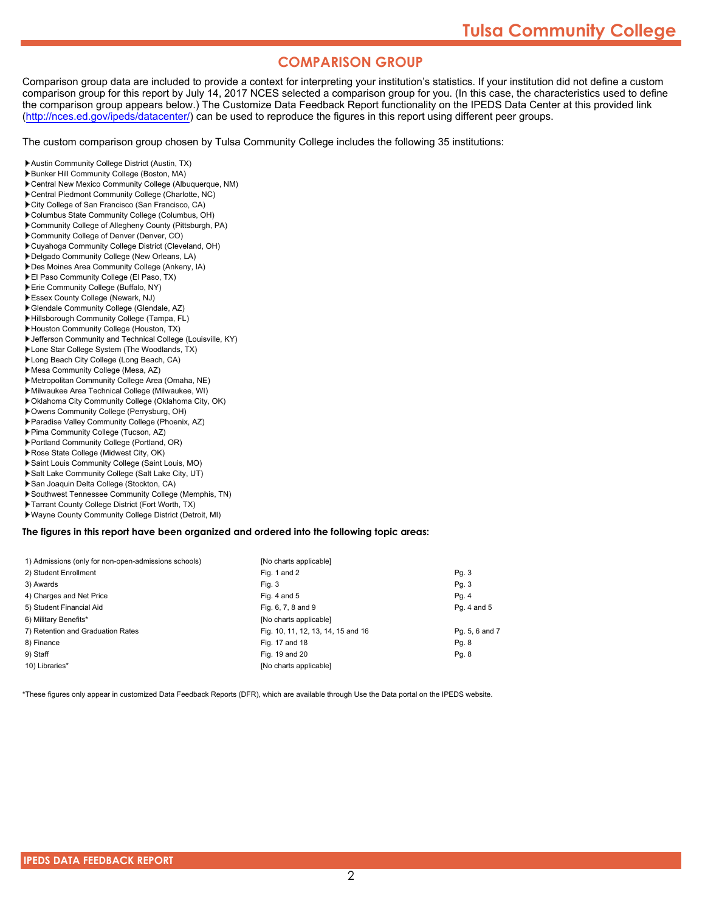## COMPARISON GROUP

Comparison group data are included to provide a context for interpreting your institution's statistics. If your institution did not define a custom comparison group for this report by July 14, 2017 NCES selected a comparison group for you. (In this case, the characteristics used to define the comparison group appears below.) The Customize Data Feedback Report functionality on the IPEDS Data Center at this provided link (http://nces.ed.gov/ipeds/datacenter/) can be used to reproduce the figures in this report using different peer groups.

The custom comparison group chosen by Tulsa Community College includes the following 35 institutions:

- Austin Community College District (Austin, TX)
- Bunker Hill Community College (Boston, MA)
- Central New Mexico Community College (Albuquerque, NM)
- Central Piedmont Community College (Charlotte, NC)
- City College of San Francisco (San Francisco, CA)
- Columbus State Community College (Columbus, OH)
- Community College of Allegheny County (Pittsburgh, PA)
- Community College of Denver (Denver, CO)
- Cuyahoga Community College District (Cleveland, OH)
- Delgado Community College (New Orleans, LA)
- Des Moines Area Community College (Ankeny, IA)
- El Paso Community College (El Paso, TX)
- Erie Community College (Buffalo, NY)
- Essex County College (Newark, NJ)
- Glendale Community College (Glendale, AZ)
- Hillsborough Community College (Tampa, FL)
- Houston Community College (Houston, TX)
- Jefferson Community and Technical College (Louisville, KY)
- Lone Star College System (The Woodlands, TX)
- Long Beach City College (Long Beach, CA)
- Mesa Community College (Mesa, AZ)
- Metropolitan Community College Area (Omaha, NE)
- Milwaukee Area Technical College (Milwaukee, WI)
- Oklahoma City Community College (Oklahoma City, OK)
- Owens Community College (Perrysburg, OH)
- Paradise Valley Community College (Phoenix, AZ)
- Pima Community College (Tucson, AZ)
- Portland Community College (Portland, OR)
- Rose State College (Midwest City, OK)
- Saint Louis Community College (Saint Louis, MO)
- Salt Lake Community College (Salt Lake City, UT)
- San Joaquin Delta College (Stockton, CA)
- Southwest Tennessee Community College (Memphis, TN)
- Tarrant County College District (Fort Worth, TX)
- Wayne County Community College District (Detroit, MI)

**The figures in this report have been organized and ordered into the following topic areas:**

| Topic area | Figures | Pages |
|---|---|---|
| 1) Admissions (only for non-open-admissions schools) | [No charts applicable] | |
| 2) Student Enrollment | Fig. 1 and 2 | Pg. 3 |
| 3) Awards | Fig. 3 | Pg. 3 |
| 4) Charges and Net Price | Fig. 4 and 5 | Pg. 4 |
| 5) Student Financial Aid | Fig. 6, 7, 8 and 9 | Pg. 4 and 5 |
| 6) Military Benefits* | [No charts applicable] | |
| 7) Retention and Graduation Rates | Fig. 10, 11, 12, 13, 14, 15 and 16 | Pg. 5, 6 and 7 |
| 8) Finance | Fig. 17 and 18 | Pg. 8 |
| 9) Staff | Fig. 19 and 20 | Pg. 8 |
| 10) Libraries* | [No charts applicable] | |

*These figures only appear in customized Data Feedback Reports (DFR), which are available through Use the Data portal on the IPEDS website.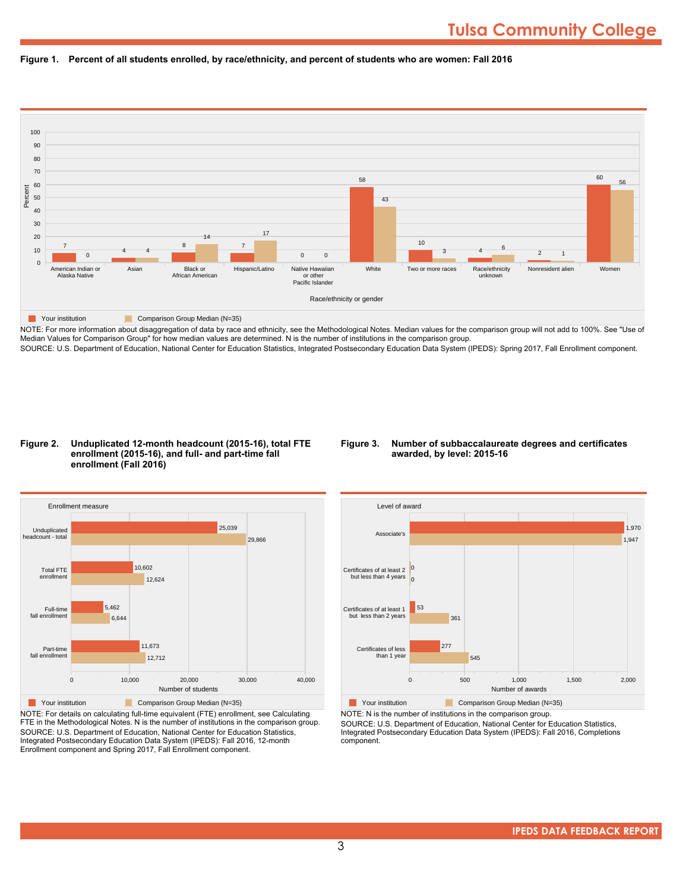# Tulsa Community College

**Figure 1. Percent of all students enrolled, by race/ethnicity, and percent of students who are women: Fall 2016**

| Race/ethnicity or gender | Your institution | Comparison Group Median (N=35) |
|---|---|---|
| American Indian or Alaska Native | 7 | 0 |
| Asian | 4 | 4 |
| Black or African American | 8 | 14 |
| Hispanic/Latino | 7 | 17 |
| Native Hawaiian or other Pacific Islander | 0 | 0 |
| White | 58 | 43 |
| Two or more races | 10 | 3 |
| Race/ethnicity unknown | 4 | 6 |
| Nonresident alien | 2 | 1 |
| Women | 60 | 56 |

NOTE: For more information about disaggregation of data by race and ethnicity, see the Methodological Notes. Median values for the comparison group will not add to 100%. See "Use of Median Values for Comparison Group" for how median values are determined. N is the number of institutions in the comparison group.
SOURCE: U.S. Department of Education, National Center for Education Statistics, Integrated Postsecondary Education Data System (IPEDS): Spring 2017, Fall Enrollment component.

**Figure 2. Unduplicated 12-month headcount (2015-16), total FTE enrollment (2015-16), and full- and part-time fall enrollment (Fall 2016)**

| Enrollment measure | Your institution | Comparison Group Median (N=35) |
|---|---|---|
| Unduplicated headcount - total | 25,039 | 29,866 |
| Total FTE enrollment | 10,602 | 12,624 |
| Full-time fall enrollment | 5,462 | 6,644 |
| Part-time fall enrollment | 11,673 | 12,712 |

NOTE: For details on calculating full-time equivalent (FTE) enrollment, see Calculating FTE in the Methodological Notes. N is the number of institutions in the comparison group.
SOURCE: U.S. Department of Education, National Center for Education Statistics, Integrated Postsecondary Education Data System (IPEDS): Fall 2016, 12-month Enrollment component and Spring 2017, Fall Enrollment component.

**Figure 3. Number of subbaccalaureate degrees and certificates awarded, by level: 2015-16**

| Level of award | Your institution | Comparison Group Median (N=35) |
|---|---|---|
| Associate's | 1,970 | 1,947 |
| Certificates of at least 2 but less than 4 years | 0 | 0 |
| Certificates of at least 1 but less than 2 years | 53 | 361 |
| Certificates of less than 1 year | 277 | 545 |

NOTE: N is the number of institutions in the comparison group.
SOURCE: U.S. Department of Education, National Center for Education Statistics, Integrated Postsecondary Education Data System (IPEDS): Fall 2016, Completions component.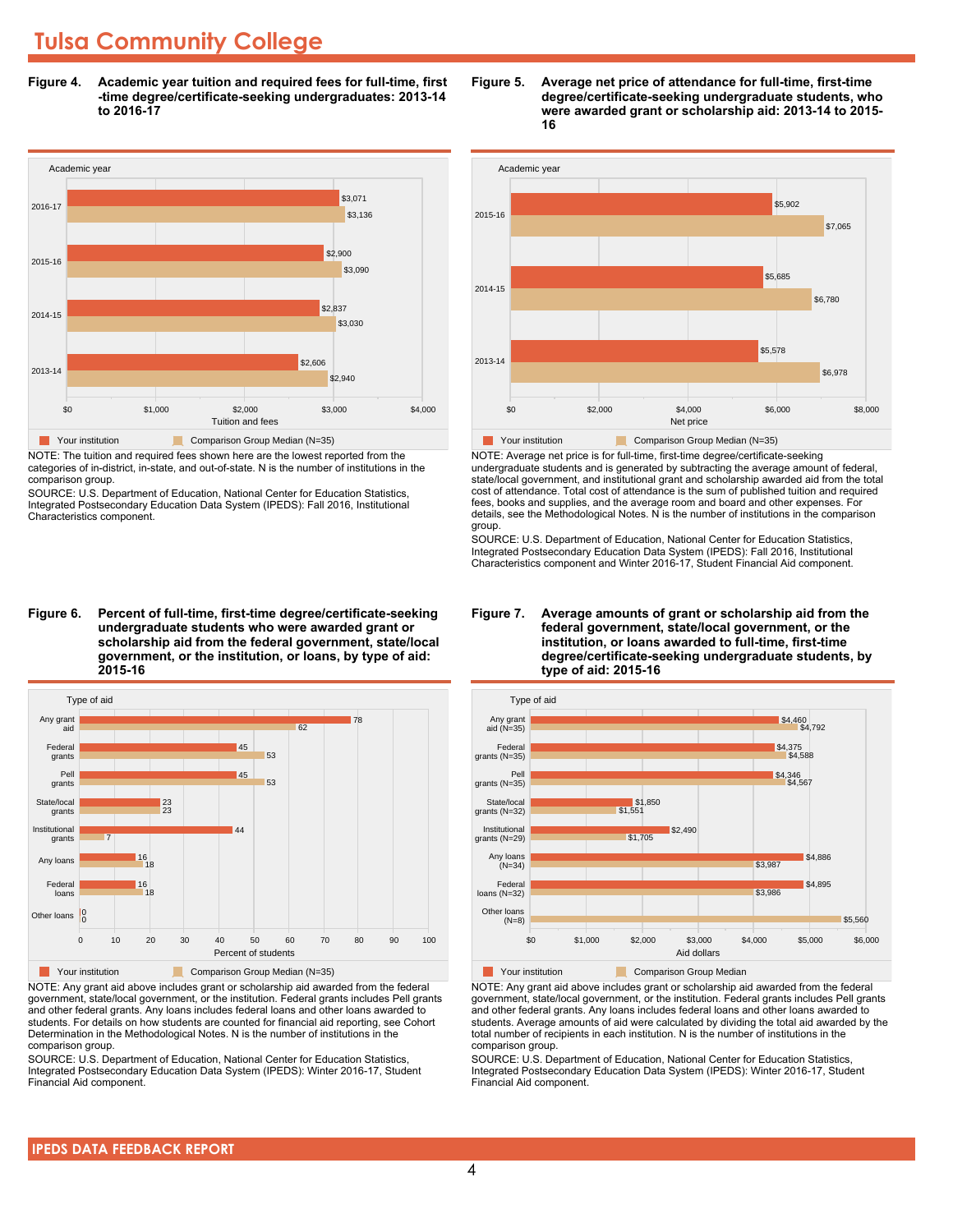# Tulsa Community College

**Figure 4. Academic year tuition and required fees for full-time, first-time degree/certificate-seeking undergraduates: 2013-14 to 2016-17**

| Academic year | Your institution | Comparison Group Median (N=35) |
| --- | --- | --- |
| 2016-17 | $3,071 | $3,136 |
| 2015-16 | $2,900 | $3,090 |
| 2014-15 | $2,837 | $3,030 |
| 2013-14 | $2,606 | $2,940 |

NOTE: The tuition and required fees shown here are the lowest reported from the categories of in-district, in-state, and out-of-state. N is the number of institutions in the comparison group.

SOURCE: U.S. Department of Education, National Center for Education Statistics, Integrated Postsecondary Education Data System (IPEDS): Fall 2016, Institutional Characteristics component.

**Figure 5. Average net price of attendance for full-time, first-time degree/certificate-seeking undergraduate students, who were awarded grant or scholarship aid: 2013-14 to 2015-16**

| Academic year | Your institution | Comparison Group Median (N=35) |
| --- | --- | --- |
| 2015-16 | $5,902 | $7,065 |
| 2014-15 | $5,685 | $6,780 |
| 2013-14 | $5,578 | $6,978 |

NOTE: Average net price is for full-time, first-time degree/certificate-seeking undergraduate students and is generated by subtracting the average amount of federal, state/local government, and institutional grant and scholarship awarded aid from the total cost of attendance. Total cost of attendance is the sum of published tuition and required fees, books and supplies, and the average room and board and other expenses. For details, see the Methodological Notes. N is the number of institutions in the comparison group.

SOURCE: U.S. Department of Education, National Center for Education Statistics, Integrated Postsecondary Education Data System (IPEDS): Fall 2016, Institutional Characteristics component and Winter 2016-17, Student Financial Aid component.

**Figure 6. Percent of full-time, first-time degree/certificate-seeking undergraduate students who were awarded grant or scholarship aid from the federal government, state/local government, or the institution, or loans, by type of aid: 2015-16**

| Type of aid | Your institution | Comparison Group Median (N=35) |
| --- | --- | --- |
| Any grant aid | 78 | 62 |
| Federal grants | 45 | 53 |
| Pell grants | 45 | 53 |
| State/local grants | 23 | 23 |
| Institutional grants | 44 | 7 |
| Any loans | 16 | 18 |
| Federal loans | 16 | 18 |
| Other loans | 0 | 0 |

NOTE: Any grant aid above includes grant or scholarship aid awarded from the federal government, state/local government, or the institution. Federal grants includes Pell grants and other federal grants. Any loans includes federal loans and other loans awarded to students. For details on how students are counted for financial aid reporting, see Cohort Determination in the Methodological Notes. N is the number of institutions in the comparison group.

SOURCE: U.S. Department of Education, National Center for Education Statistics, Integrated Postsecondary Education Data System (IPEDS): Winter 2016-17, Student Financial Aid component.

**Figure 7. Average amounts of grant or scholarship aid from the federal government, state/local government, or the institution, or loans awarded to full-time, first-time degree/certificate-seeking undergraduate students, by type of aid: 2015-16**

| Type of aid | Your institution | Comparison Group Median |
| --- | --- | --- |
| Any grant aid (N=35) | $4,460 | $4,792 |
| Federal grants (N=35) | $4,375 | $4,588 |
| Pell grants (N=35) | $4,346 | $4,567 |
| State/local grants (N=32) | $1,850 | $1,551 |
| Institutional grants (N=29) | $2,490 | $1,705 |
| Any loans (N=34) | $4,886 | $3,987 |
| Federal loans (N=32) | $4,895 | $3,986 |
| Other loans (N=8) | | $5,560 |

NOTE: Any grant aid above includes grant or scholarship aid awarded from the federal government, state/local government, or the institution. Federal grants includes Pell grants and other federal grants. Any loans includes federal loans and other loans awarded to students. Average amounts of aid were calculated by dividing the total aid awarded by the total number of recipients in each institution. N is the number of institutions in the comparison group.

SOURCE: U.S. Department of Education, National Center for Education Statistics, Integrated Postsecondary Education Data System (IPEDS): Winter 2016-17, Student Financial Aid component.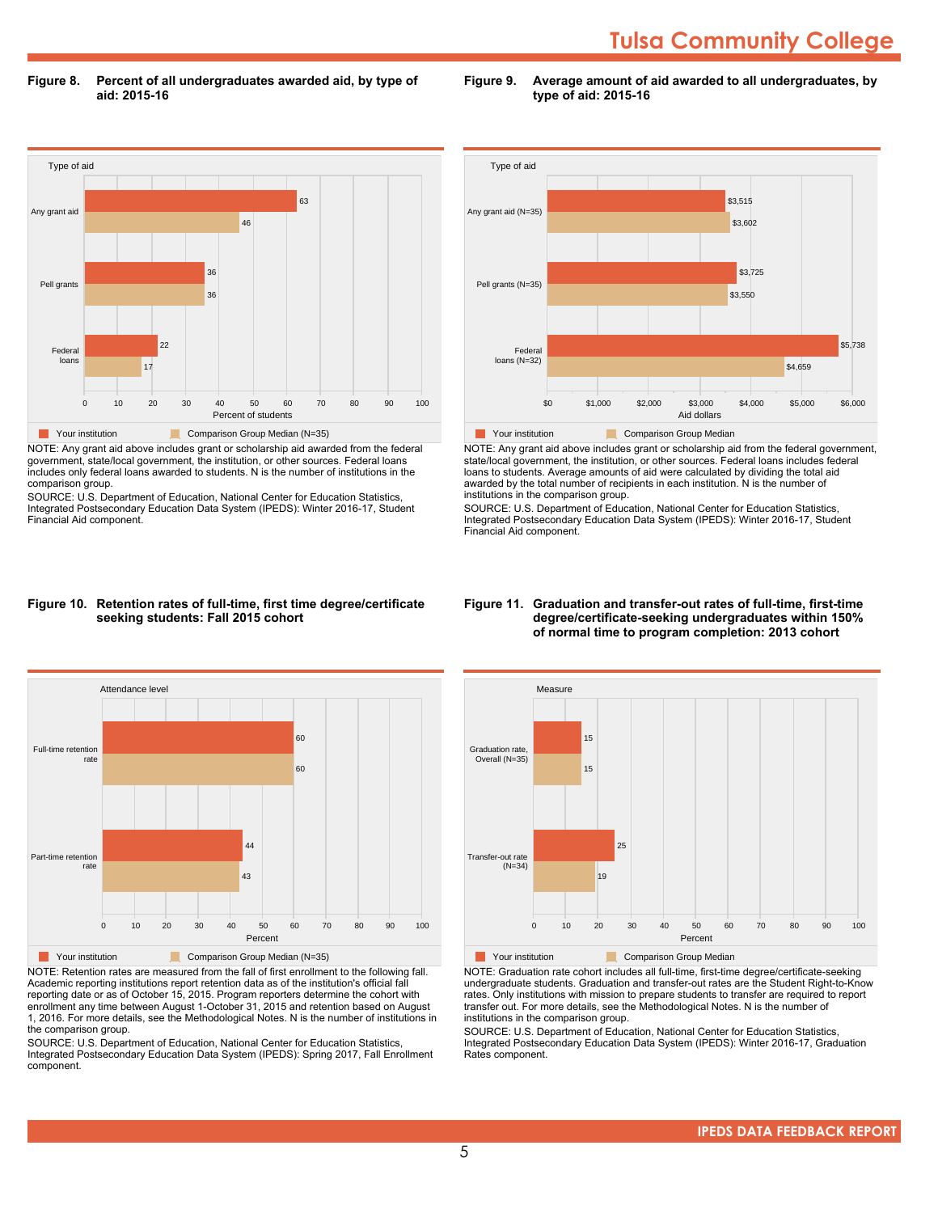**Figure 8. Percent of all undergraduates awarded aid, by type of aid: 2015-16**

| Type of aid | Your institution | Comparison Group Median (N=35) |
|---|---|---|
| Any grant aid | 63 | 46 |
| Pell grants | 36 | 36 |
| Federal loans | 22 | 17 |

Percent of students

NOTE: Any grant aid above includes grant or scholarship aid awarded from the federal government, state/local government, the institution, or other sources. Federal loans includes only federal loans awarded to students. N is the number of institutions in the comparison group.

SOURCE: U.S. Department of Education, National Center for Education Statistics, Integrated Postsecondary Education Data System (IPEDS): Winter 2016-17, Student Financial Aid component.

**Figure 9. Average amount of aid awarded to all undergraduates, by type of aid: 2015-16**

| Type of aid | Your institution | Comparison Group Median |
|---|---|---|
| Any grant aid (N=35) | $3,515 | $3,602 |
| Pell grants (N=35) | $3,725 | $3,550 |
| Federal loans (N=32) | $5,738 | $4,659 |

Aid dollars

NOTE: Any grant aid above includes grant or scholarship aid from the federal government, state/local government, the institution, or other sources. Federal loans includes federal loans to students. Average amounts of aid were calculated by dividing the total aid awarded by the total number of recipients in each institution. N is the number of institutions in the comparison group.

SOURCE: U.S. Department of Education, National Center for Education Statistics, Integrated Postsecondary Education Data System (IPEDS): Winter 2016-17, Student Financial Aid component.

**Figure 10. Retention rates of full-time, first time degree/certificate seeking students: Fall 2015 cohort**

| Attendance level | Your institution | Comparison Group Median (N=35) |
|---|---|---|
| Full-time retention rate | 60 | 60 |
| Part-time retention rate | 44 | 43 |

Percent

NOTE: Retention rates are measured from the fall of first enrollment to the following fall. Academic reporting institutions report retention data as of the institution's official fall reporting date or as of October 15, 2015. Program reporters determine the cohort with enrollment any time between August 1-October 31, 2015 and retention based on August 1, 2016. For more details, see the Methodological Notes. N is the number of institutions in the comparison group.

SOURCE: U.S. Department of Education, National Center for Education Statistics, Integrated Postsecondary Education Data System (IPEDS): Spring 2017, Fall Enrollment component.

**Figure 11. Graduation and transfer-out rates of full-time, first-time degree/certificate-seeking undergraduates within 150% of normal time to program completion: 2013 cohort**

| Measure | Your institution | Comparison Group Median |
|---|---|---|
| Graduation rate, Overall (N=35) | 15 | 15 |
| Transfer-out rate (N=34) | 25 | 19 |

Percent

NOTE: Graduation rate cohort includes all full-time, first-time degree/certificate-seeking undergraduate students. Graduation and transfer-out rates are the Student Right-to-Know rates. Only institutions with mission to prepare students to transfer are required to report transfer out. For more details, see the Methodological Notes. N is the number of institutions in the comparison group.

SOURCE: U.S. Department of Education, National Center for Education Statistics, Integrated Postsecondary Education Data System (IPEDS): Winter 2016-17, Graduation Rates component.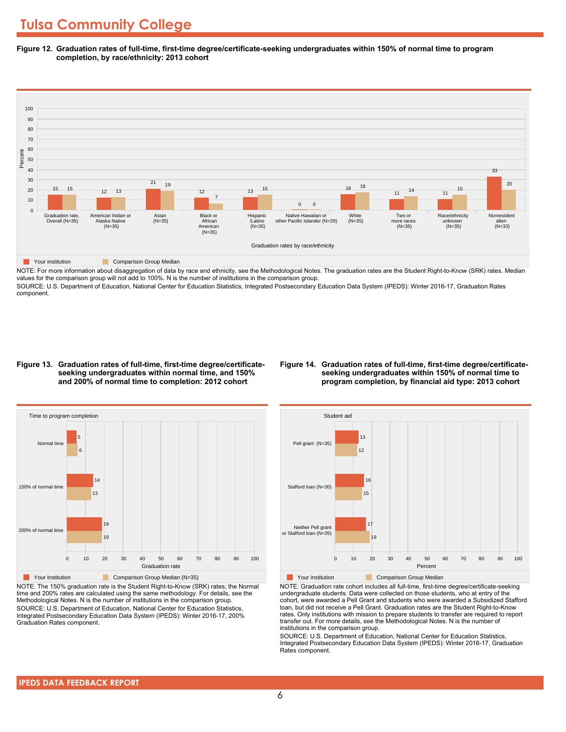# Tulsa Community College

**Figure 12. Graduation rates of full-time, first-time degree/certificate-seeking undergraduates within 150% of normal time to program completion, by race/ethnicity: 2013 cohort**

| Graduation rates by race/ethnicity | Your institution | Comparison Group Median |
|---|---|---|
| Graduation rate, Overall (N=35) | 15 | 15 |
| American Indian or Alaska Native (N=35) | 12 | 13 |
| Asian (N=35) | 21 | 19 |
| Black or African American (N=35) | 12 | 7 |
| Hispanic /Latino (N=35) | 13 | 15 |
| Native Hawaiian or other Pacific Islander (N=29) | 0 | 0 |
| White (N=35) | 16 | 18 |
| Two or more races (N=35) | 11 | 14 |
| Race/ethnicity unknown (N=35) | 11 | 15 |
| Nonresident alien (N=33) | 33 | 20 |

NOTE: For more information about disaggregation of data by race and ethnicity, see the Methodological Notes. The graduation rates are the Student Right-to-Know (SRK) rates. Median values for the comparison group will not add to 100%. N is the number of institutions in the comparison group.

SOURCE: U.S. Department of Education, National Center for Education Statistics, Integrated Postsecondary Education Data System (IPEDS): Winter 2016-17, Graduation Rates component.

**Figure 13. Graduation rates of full-time, first-time degree/certificate-seeking undergraduates within normal time, and 150% and 200% of normal time to completion: 2012 cohort**

| Time to program completion | Your institution | Comparison Group Median (N=35) |
|---|---|---|
| Normal time | 5 | 6 |
| 150% of normal time | 14 | 13 |
| 200% of normal time | 19 | 19 |

NOTE: The 150% graduation rate is the Student Right-to-Know (SRK) rates; the Normal time and 200% rates are calculated using the same methodology. For details, see the Methodological Notes. N is the number of institutions in the comparison group.

SOURCE: U.S. Department of Education, National Center for Education Statistics, Integrated Postsecondary Education Data System (IPEDS): Winter 2016-17, 200% Graduation Rates component.

**Figure 14. Graduation rates of full-time, first-time degree/certificate-seeking undergraduates within 150% of normal time to program completion, by financial aid type: 2013 cohort**

| Student aid | Your institution | Comparison Group Median |
|---|---|---|
| Pell grant (N=35) | 13 | 12 |
| Stafford loan (N=30) | 16 | 15 |
| Neither Pell grant or Stafford loan (N=35) | 17 | 19 |

NOTE: Graduation rate cohort includes all full-time, first-time degree/certificate-seeking undergraduate students. Data were collected on those students, who at entry of the cohort, were awarded a Pell Grant and students who were awarded a Subsidized Stafford loan, but did not receive a Pell Grant. Graduation rates are the Student Right-to-Know rates. Only institutions with mission to prepare students to transfer are required to report transfer out. For more details, see the Methodological Notes. N is the number of institutions in the comparison group.

SOURCE: U.S. Department of Education, National Center for Education Statistics, Integrated Postsecondary Education Data System (IPEDS): Winter 2016-17, Graduation Rates component.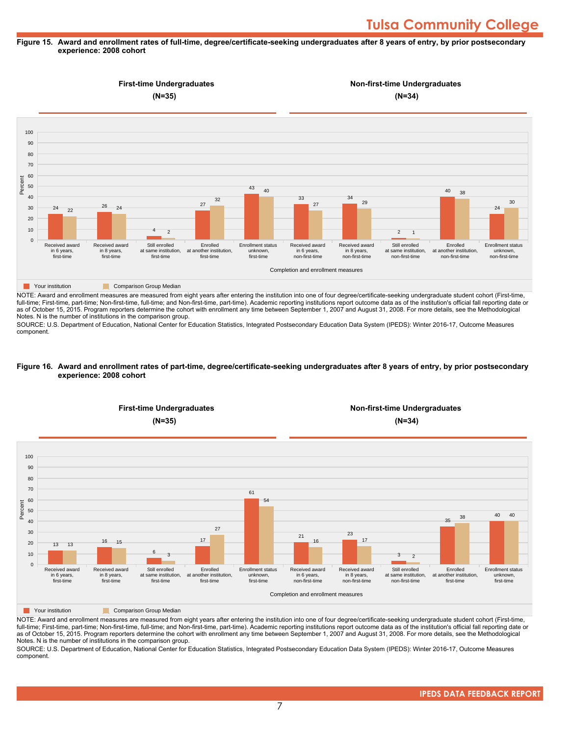# Tulsa Community College

**Figure 15. Award and enrollment rates of full-time, degree/certificate-seeking undergraduates after 8 years of entry, by prior postsecondary experience: 2008 cohort**

**First-time Undergraduates (N=35)** | **Non-first-time Undergraduates (N=34)**

| Completion and enrollment measures | Your institution | Comparison Group Median |
|---|---|---|
| Received award in 6 years, first-time | 24 | 22 |
| Received award in 8 years, first-time | 26 | 24 |
| Still enrolled at same institution, first-time | 4 | 2 |
| Enrolled at another institution, first-time | 27 | 32 |
| Enrollment status unknown, first-time | 43 | 40 |
| Received award in 6 years, non-first-time | 33 | 27 |
| Received award in 8 years, non-first-time | 34 | 29 |
| Still enrolled at same institution, non-first-time | 2 | 1 |
| Enrolled at another institution, non-first-time | 40 | 38 |
| Enrollment status unknown, non-first-time | 24 | 30 |

NOTE: Award and enrollment measures are measured from eight years after entering the institution into one of four degree/certificate-seeking undergraduate student cohort (First-time, full-time; First-time, part-time; Non-first-time, full-time; and Non-first-time, part-time). Academic reporting institutions report outcome data as of the institution's official fall reporting date or as of October 15, 2015. Program reporters determine the cohort with enrollment any time between September 1, 2007 and August 31, 2008. For more details, see the Methodological Notes. N is the number of institutions in the comparison group.

SOURCE: U.S. Department of Education, National Center for Education Statistics, Integrated Postsecondary Education Data System (IPEDS): Winter 2016-17, Outcome Measures component.

**Figure 16. Award and enrollment rates of part-time, degree/certificate-seeking undergraduates after 8 years of entry, by prior postsecondary experience: 2008 cohort**

**First-time Undergraduates (N=35)** | **Non-first-time Undergraduates (N=34)**

| Completion and enrollment measures | Your institution | Comparison Group Median |
|---|---|---|
| Received award in 6 years, first-time | 13 | 13 |
| Received award in 8 years, first-time | 16 | 15 |
| Still enrolled at same institution, first-time | 6 | 3 |
| Enrolled at another institution, first-time | 17 | 27 |
| Enrollment status unknown, first-time | 61 | 54 |
| Received award in 6 years, non-first-time | 21 | 16 |
| Received award in 8 years, non-first-time | 23 | 17 |
| Still enrolled at same institution, non-first-time | 3 | 2 |
| Enrolled at another institution, first-time | 35 | 38 |
| Enrollment status unknown, first-time | 40 | 40 |

NOTE: Award and enrollment measures are measured from eight years after entering the institution into one of four degree/certificate-seeking undergraduate student cohort (First-time, full-time; First-time, part-time; Non-first-time, full-time; and Non-first-time, part-time). Academic reporting institutions report outcome data as of the institution's official fall reporting date or as of October 15, 2015. Program reporters determine the cohort with enrollment any time between September 1, 2007 and August 31, 2008. For more details, see the Methodological Notes. N is the number of institutions in the comparison group.

SOURCE: U.S. Department of Education, National Center for Education Statistics, Integrated Postsecondary Education Data System (IPEDS): Winter 2016-17, Outcome Measures component.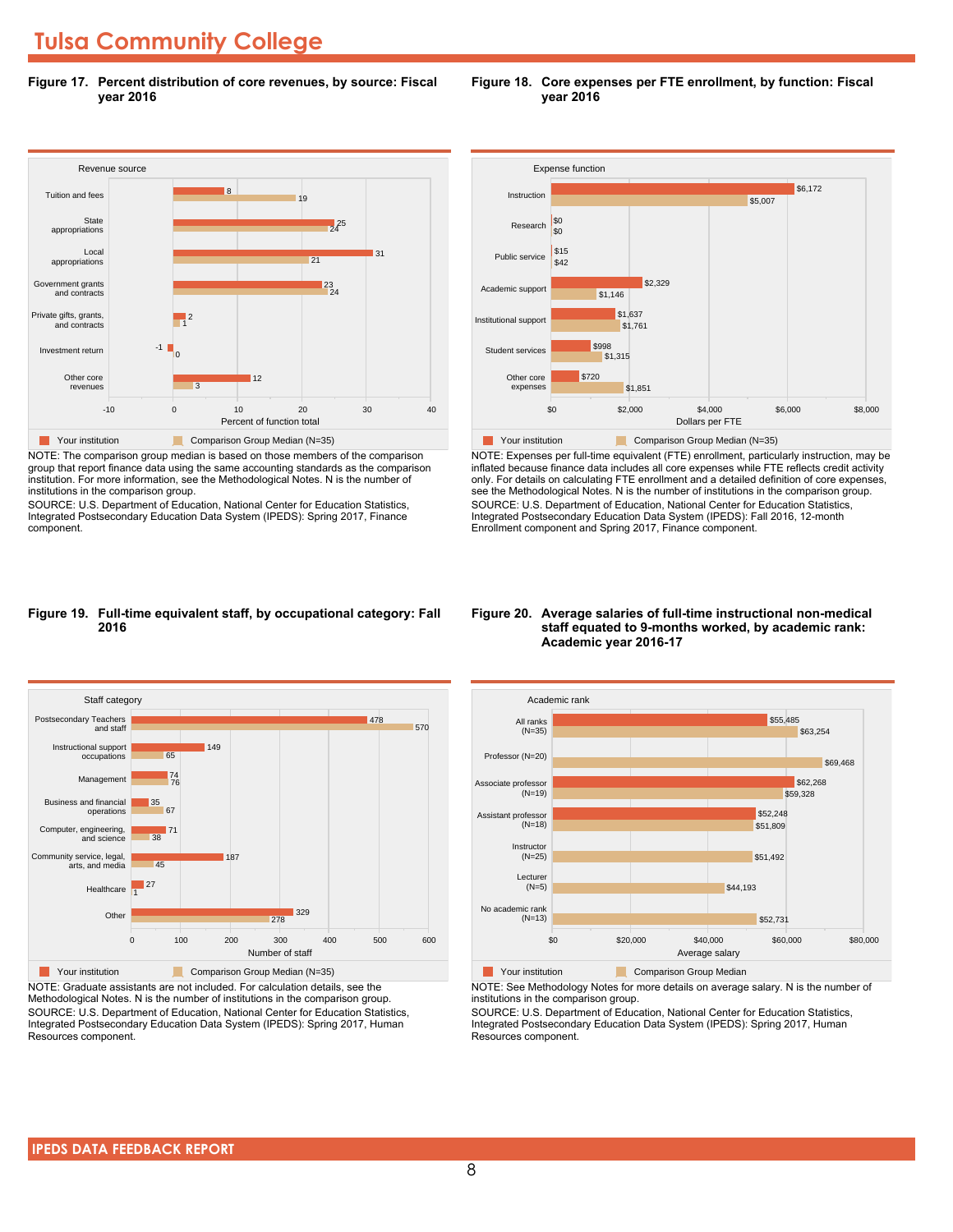# Tulsa Community College

### Figure 17. Percent distribution of core revenues, by source: Fiscal year 2016

| Revenue source | Your institution | Comparison Group Median (N=35) |
|---|---|---|
| Tuition and fees | 8 | 19 |
| State appropriations | 25 | 24 |
| Local appropriations | 31 | 21 |
| Government grants and contracts | 23 | 24 |
| Private gifts, grants, and contracts | 2 | 1 |
| Investment return | -1 | 0 |
| Other core revenues | 12 | 3 |

Percent of function total

NOTE: The comparison group median is based on those members of the comparison group that report finance data using the same accounting standards as the comparison institution. For more information, see the Methodological Notes. N is the number of institutions in the comparison group.

SOURCE: U.S. Department of Education, National Center for Education Statistics, Integrated Postsecondary Education Data System (IPEDS): Spring 2017, Finance component.

### Figure 18. Core expenses per FTE enrollment, by function: Fiscal year 2016

| Expense function | Your institution | Comparison Group Median (N=35) |
|---|---|---|
| Instruction | $6,172 | $5,007 |
| Research | $0 | $0 |
| Public service | $15 | $42 |
| Academic support | $2,329 | $1,146 |
| Institutional support | $1,637 | $1,761 |
| Student services | $998 | $1,315 |
| Other core expenses | $720 | $1,851 |

Dollars per FTE

NOTE: Expenses per full-time equivalent (FTE) enrollment, particularly instruction, may be inflated because finance data includes all core expenses while FTE reflects credit activity only. For details on calculating FTE enrollment and a detailed definition of core expenses, see the Methodological Notes. N is the number of institutions in the comparison group.

SOURCE: U.S. Department of Education, National Center for Education Statistics, Integrated Postsecondary Education Data System (IPEDS): Fall 2016, 12-month Enrollment component and Spring 2017, Finance component.

### Figure 19. Full-time equivalent staff, by occupational category: Fall 2016

| Staff category | Your institution | Comparison Group Median (N=35) |
|---|---|---|
| Postsecondary Teachers and staff | 478 | 570 |
| Instructional support occupations | 149 | 65 |
| Management | 74 | 76 |
| Business and financial operations | 35 | 67 |
| Computer, engineering, and science | 71 | 38 |
| Community service, legal, arts, and media | 187 | 45 |
| Healthcare | 27 | 1 |
| Other | 329 | 278 |

Number of staff

NOTE: Graduate assistants are not included. For calculation details, see the Methodological Notes. N is the number of institutions in the comparison group.

SOURCE: U.S. Department of Education, National Center for Education Statistics, Integrated Postsecondary Education Data System (IPEDS): Spring 2017, Human Resources component.

### Figure 20. Average salaries of full-time instructional non-medical staff equated to 9-months worked, by academic rank: Academic year 2016-17

| Academic rank | Your institution | Comparison Group Median |
|---|---|---|
| All ranks (N=35) | $55,485 | $63,254 |
| Professor (N=20) | | $69,468 |
| Associate professor (N=19) | $62,268 | $59,328 |
| Assistant professor (N=18) | $52,248 | $51,809 |
| Instructor (N=25) | | $51,492 |
| Lecturer (N=5) | | $44,193 |
| No academic rank (N=13) | | $52,731 |

Average salary

NOTE: See Methodology Notes for more details on average salary. N is the number of institutions in the comparison group.

SOURCE: U.S. Department of Education, National Center for Education Statistics, Integrated Postsecondary Education Data System (IPEDS): Spring 2017, Human Resources component.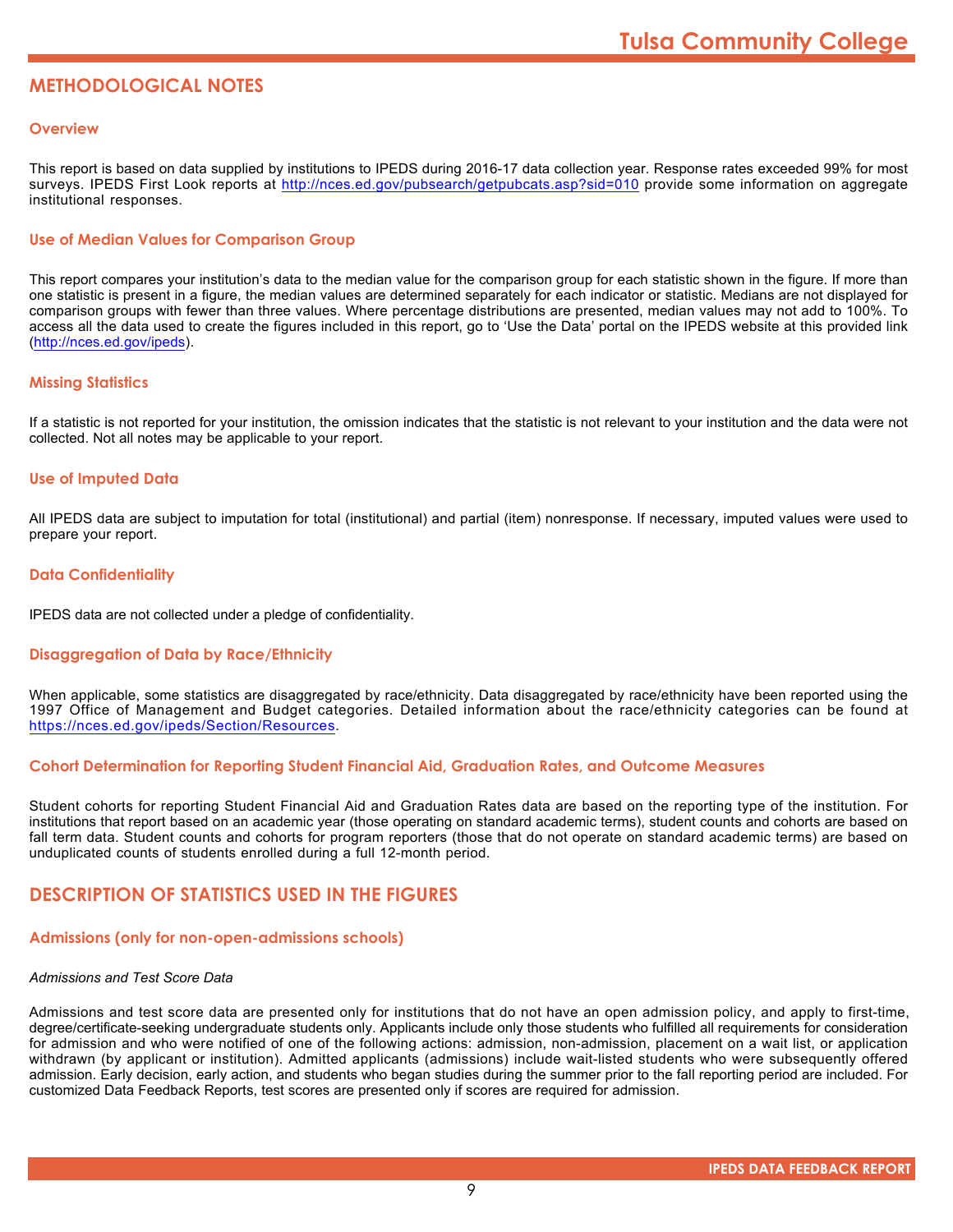## METHODOLOGICAL NOTES

### Overview

This report is based on data supplied by institutions to IPEDS during 2016-17 data collection year. Response rates exceeded 99% for most surveys. IPEDS First Look reports at http://nces.ed.gov/pubsearch/getpubcats.asp?sid=010 provide some information on aggregate institutional responses.

### Use of Median Values for Comparison Group

This report compares your institution's data to the median value for the comparison group for each statistic shown in the figure. If more than one statistic is present in a figure, the median values are determined separately for each indicator or statistic. Medians are not displayed for comparison groups with fewer than three values. Where percentage distributions are presented, median values may not add to 100%. To access all the data used to create the figures included in this report, go to 'Use the Data' portal on the IPEDS website at this provided link (http://nces.ed.gov/ipeds).

### Missing Statistics

If a statistic is not reported for your institution, the omission indicates that the statistic is not relevant to your institution and the data were not collected. Not all notes may be applicable to your report.

### Use of Imputed Data

All IPEDS data are subject to imputation for total (institutional) and partial (item) nonresponse. If necessary, imputed values were used to prepare your report.

### Data Confidentiality

IPEDS data are not collected under a pledge of confidentiality.

### Disaggregation of Data by Race/Ethnicity

When applicable, some statistics are disaggregated by race/ethnicity. Data disaggregated by race/ethnicity have been reported using the 1997 Office of Management and Budget categories. Detailed information about the race/ethnicity categories can be found at https://nces.ed.gov/ipeds/Section/Resources.

### Cohort Determination for Reporting Student Financial Aid, Graduation Rates, and Outcome Measures

Student cohorts for reporting Student Financial Aid and Graduation Rates data are based on the reporting type of the institution. For institutions that report based on an academic year (those operating on standard academic terms), student counts and cohorts are based on fall term data. Student counts and cohorts for program reporters (those that do not operate on standard academic terms) are based on unduplicated counts of students enrolled during a full 12-month period.

## DESCRIPTION OF STATISTICS USED IN THE FIGURES

### Admissions (only for non-open-admissions schools)

*Admissions and Test Score Data*

Admissions and test score data are presented only for institutions that do not have an open admission policy, and apply to first-time, degree/certificate-seeking undergraduate students only. Applicants include only those students who fulfilled all requirements for consideration for admission and who were notified of one of the following actions: admission, non-admission, placement on a wait list, or application withdrawn (by applicant or institution). Admitted applicants (admissions) include wait-listed students who were subsequently offered admission. Early decision, early action, and students who began studies during the summer prior to the fall reporting period are included. For customized Data Feedback Reports, test scores are presented only if scores are required for admission.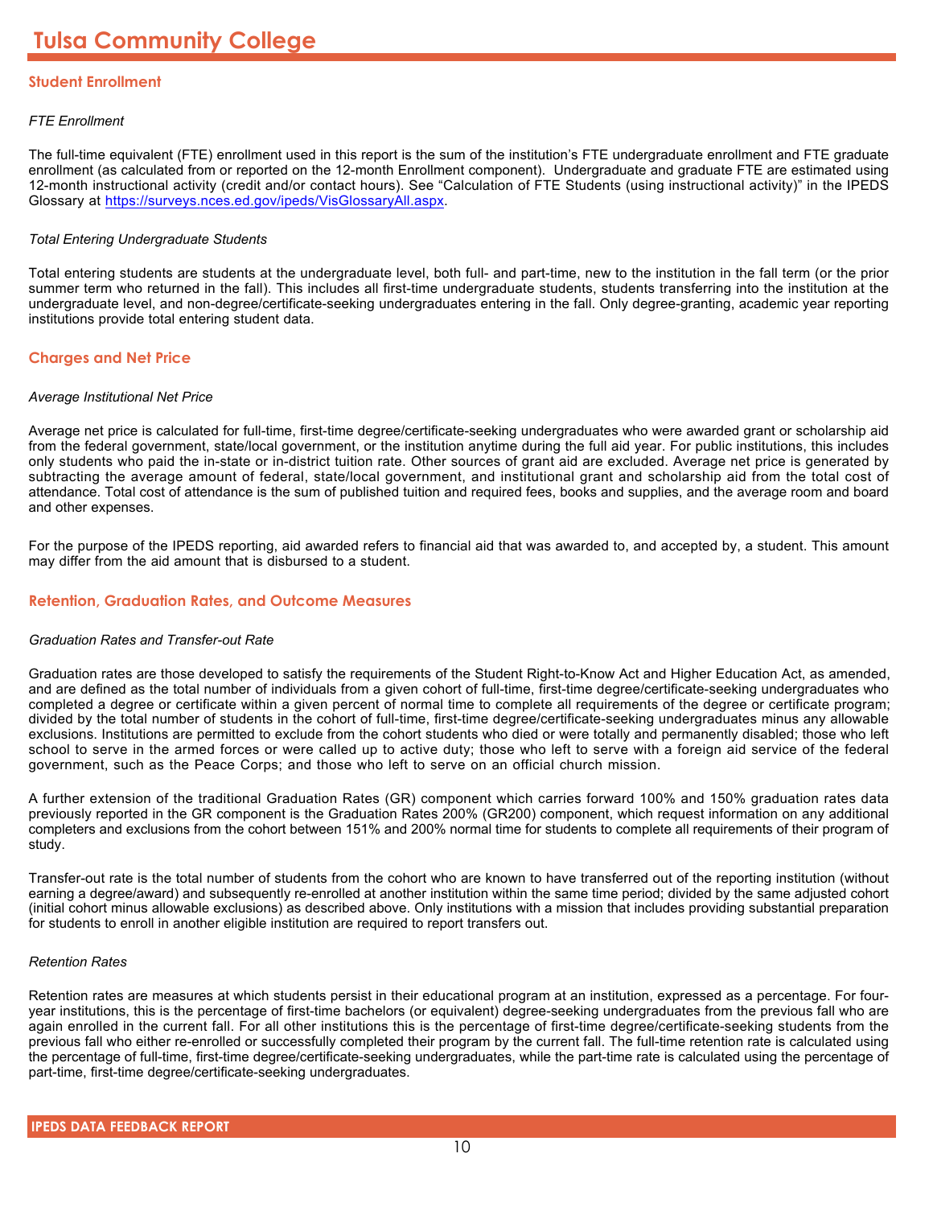# Tulsa Community College

## Student Enrollment

*FTE Enrollment*

The full-time equivalent (FTE) enrollment used in this report is the sum of the institution's FTE undergraduate enrollment and FTE graduate enrollment (as calculated from or reported on the 12-month Enrollment component). Undergraduate and graduate FTE are estimated using 12-month instructional activity (credit and/or contact hours). See "Calculation of FTE Students (using instructional activity)" in the IPEDS Glossary at [https://surveys.nces.ed.gov/ipeds/VisGlossaryAll.aspx](https://surveys.nces.ed.gov/ipeds/VisGlossaryAll.aspx).

*Total Entering Undergraduate Students*

Total entering students are students at the undergraduate level, both full- and part-time, new to the institution in the fall term (or the prior summer term who returned in the fall). This includes all first-time undergraduate students, students transferring into the institution at the undergraduate level, and non-degree/certificate-seeking undergraduates entering in the fall. Only degree-granting, academic year reporting institutions provide total entering student data.

## Charges and Net Price

*Average Institutional Net Price*

Average net price is calculated for full-time, first-time degree/certificate-seeking undergraduates who were awarded grant or scholarship aid from the federal government, state/local government, or the institution anytime during the full aid year. For public institutions, this includes only students who paid the in-state or in-district tuition rate. Other sources of grant aid are excluded. Average net price is generated by subtracting the average amount of federal, state/local government, and institutional grant and scholarship aid from the total cost of attendance. Total cost of attendance is the sum of published tuition and required fees, books and supplies, and the average room and board and other expenses.

For the purpose of the IPEDS reporting, aid awarded refers to financial aid that was awarded to, and accepted by, a student. This amount may differ from the aid amount that is disbursed to a student.

## Retention, Graduation Rates, and Outcome Measures

*Graduation Rates and Transfer-out Rate*

Graduation rates are those developed to satisfy the requirements of the Student Right-to-Know Act and Higher Education Act, as amended, and are defined as the total number of individuals from a given cohort of full-time, first-time degree/certificate-seeking undergraduates who completed a degree or certificate within a given percent of normal time to complete all requirements of the degree or certificate program; divided by the total number of students in the cohort of full-time, first-time degree/certificate-seeking undergraduates minus any allowable exclusions. Institutions are permitted to exclude from the cohort students who died or were totally and permanently disabled; those who left school to serve in the armed forces or were called up to active duty; those who left to serve with a foreign aid service of the federal government, such as the Peace Corps; and those who left to serve on an official church mission.

A further extension of the traditional Graduation Rates (GR) component which carries forward 100% and 150% graduation rates data previously reported in the GR component is the Graduation Rates 200% (GR200) component, which request information on any additional completers and exclusions from the cohort between 151% and 200% normal time for students to complete all requirements of their program of study.

Transfer-out rate is the total number of students from the cohort who are known to have transferred out of the reporting institution (without earning a degree/award) and subsequently re-enrolled at another institution within the same time period; divided by the same adjusted cohort (initial cohort minus allowable exclusions) as described above. Only institutions with a mission that includes providing substantial preparation for students to enroll in another eligible institution are required to report transfers out.

*Retention Rates*

Retention rates are measures at which students persist in their educational program at an institution, expressed as a percentage. For four-year institutions, this is the percentage of first-time bachelors (or equivalent) degree-seeking undergraduates from the previous fall who are again enrolled in the current fall. For all other institutions this is the percentage of first-time degree/certificate-seeking students from the previous fall who either re-enrolled or successfully completed their program by the current fall. The full-time retention rate is calculated using the percentage of full-time, first-time degree/certificate-seeking undergraduates, while the part-time rate is calculated using the percentage of part-time, first-time degree/certificate-seeking undergraduates.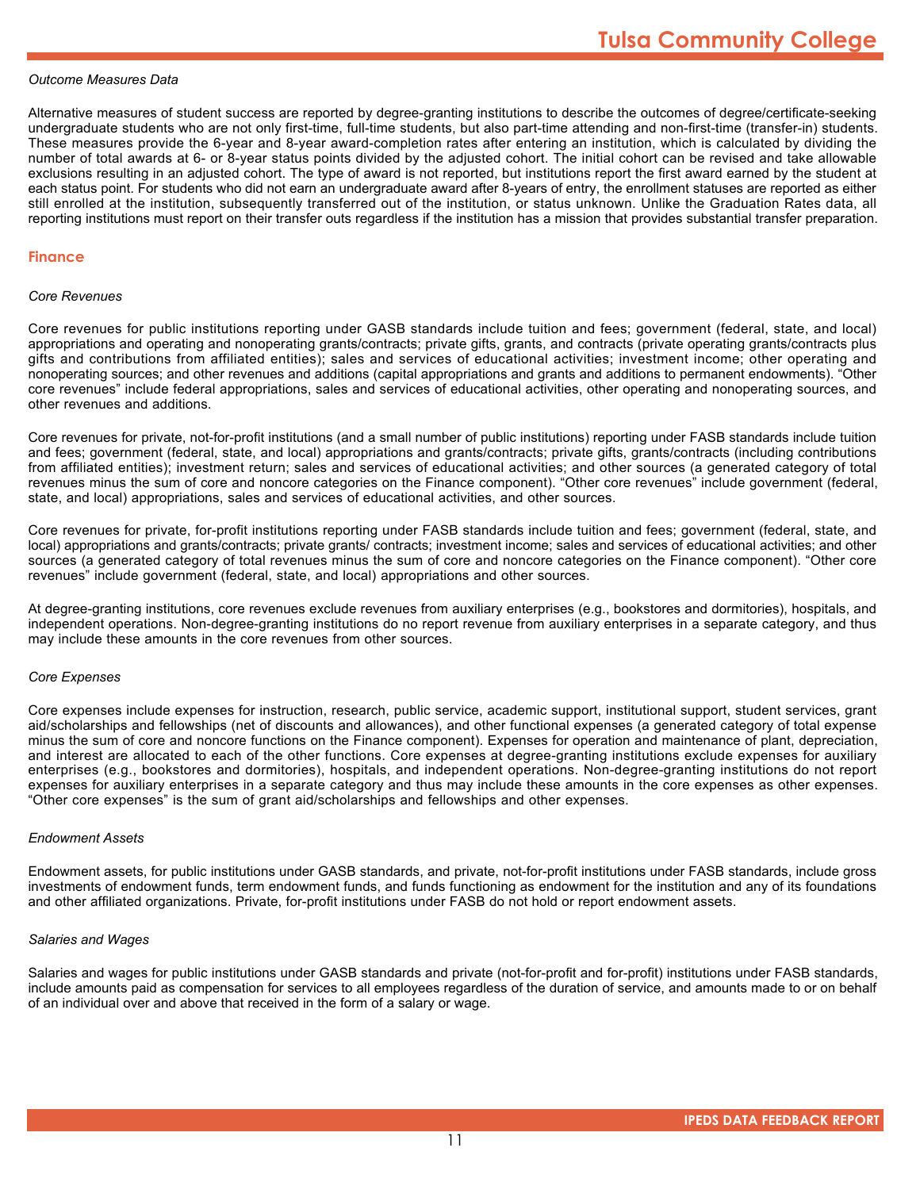*Outcome Measures Data*

Alternative measures of student success are reported by degree-granting institutions to describe the outcomes of degree/certificate-seeking undergraduate students who are not only first-time, full-time students, but also part-time attending and non-first-time (transfer-in) students. These measures provide the 6-year and 8-year award-completion rates after entering an institution, which is calculated by dividing the number of total awards at 6- or 8-year status points divided by the adjusted cohort. The initial cohort can be revised and take allowable exclusions resulting in an adjusted cohort. The type of award is not reported, but institutions report the first award earned by the student at each status point. For students who did not earn an undergraduate award after 8-years of entry, the enrollment statuses are reported as either still enrolled at the institution, subsequently transferred out of the institution, or status unknown. Unlike the Graduation Rates data, all reporting institutions must report on their transfer outs regardless if the institution has a mission that provides substantial transfer preparation.

## Finance

*Core Revenues*

Core revenues for public institutions reporting under GASB standards include tuition and fees; government (federal, state, and local) appropriations and operating and nonoperating grants/contracts; private gifts, grants, and contracts (private operating grants/contracts plus gifts and contributions from affiliated entities); sales and services of educational activities; investment income; other operating and nonoperating sources; and other revenues and additions (capital appropriations and grants and additions to permanent endowments). “Other core revenues” include federal appropriations, sales and services of educational activities, other operating and nonoperating sources, and other revenues and additions.

Core revenues for private, not-for-profit institutions (and a small number of public institutions) reporting under FASB standards include tuition and fees; government (federal, state, and local) appropriations and grants/contracts; private gifts, grants/contracts (including contributions from affiliated entities); investment return; sales and services of educational activities; and other sources (a generated category of total revenues minus the sum of core and noncore categories on the Finance component). “Other core revenues” include government (federal, state, and local) appropriations, sales and services of educational activities, and other sources.

Core revenues for private, for-profit institutions reporting under FASB standards include tuition and fees; government (federal, state, and local) appropriations and grants/contracts; private grants/ contracts; investment income; sales and services of educational activities; and other sources (a generated category of total revenues minus the sum of core and noncore categories on the Finance component). “Other core revenues” include government (federal, state, and local) appropriations and other sources.

At degree-granting institutions, core revenues exclude revenues from auxiliary enterprises (e.g., bookstores and dormitories), hospitals, and independent operations. Non-degree-granting institutions do no report revenue from auxiliary enterprises in a separate category, and thus may include these amounts in the core revenues from other sources.

*Core Expenses*

Core expenses include expenses for instruction, research, public service, academic support, institutional support, student services, grant aid/scholarships and fellowships (net of discounts and allowances), and other functional expenses (a generated category of total expense minus the sum of core and noncore functions on the Finance component). Expenses for operation and maintenance of plant, depreciation, and interest are allocated to each of the other functions. Core expenses at degree-granting institutions exclude expenses for auxiliary enterprises (e.g., bookstores and dormitories), hospitals, and independent operations. Non-degree-granting institutions do not report expenses for auxiliary enterprises in a separate category and thus may include these amounts in the core expenses as other expenses. “Other core expenses” is the sum of grant aid/scholarships and fellowships and other expenses.

*Endowment Assets*

Endowment assets, for public institutions under GASB standards, and private, not-for-profit institutions under FASB standards, include gross investments of endowment funds, term endowment funds, and funds functioning as endowment for the institution and any of its foundations and other affiliated organizations. Private, for-profit institutions under FASB do not hold or report endowment assets.

*Salaries and Wages*

Salaries and wages for public institutions under GASB standards and private (not-for-profit and for-profit) institutions under FASB standards, include amounts paid as compensation for services to all employees regardless of the duration of service, and amounts made to or on behalf of an individual over and above that received in the form of a salary or wage.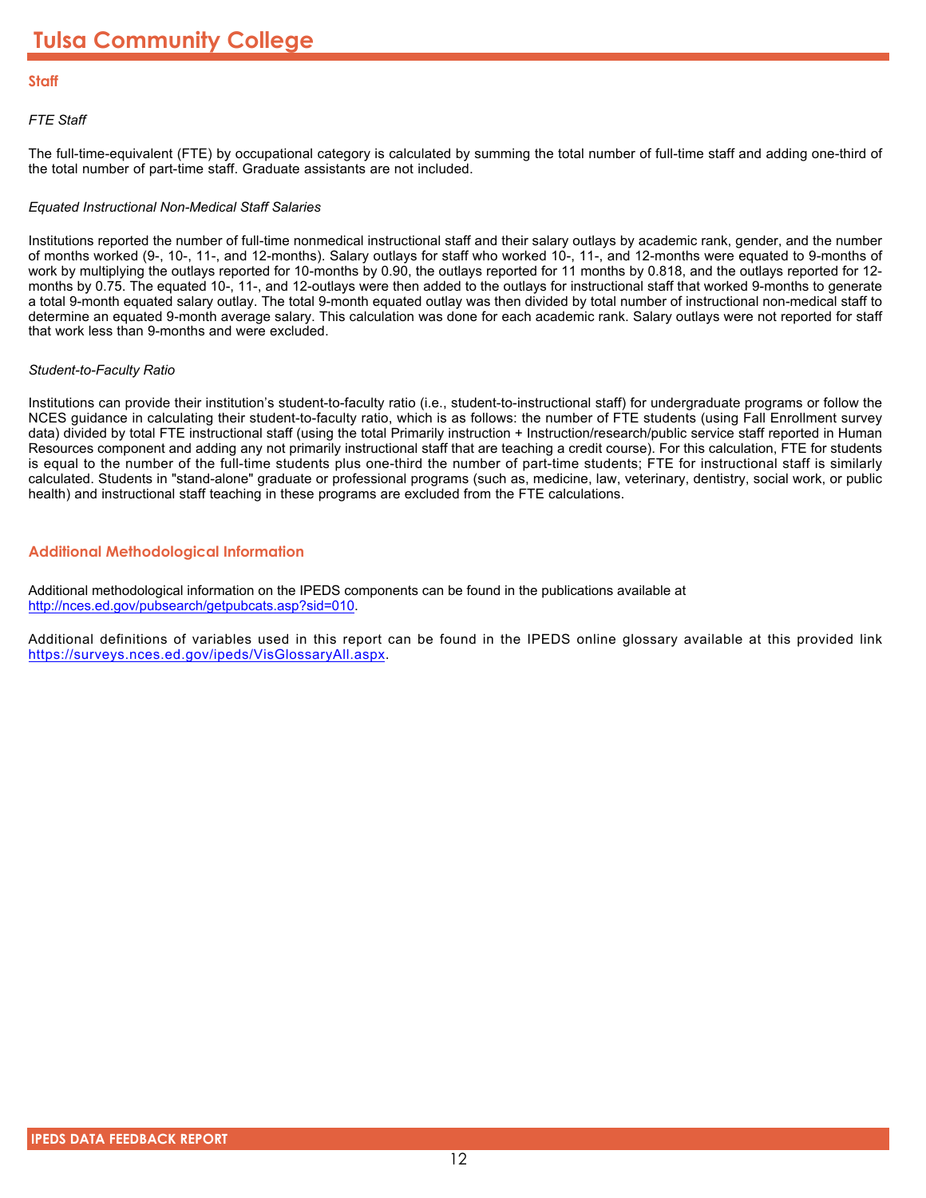## Staff

*FTE Staff*

The full-time-equivalent (FTE) by occupational category is calculated by summing the total number of full-time staff and adding one-third of the total number of part-time staff. Graduate assistants are not included.

*Equated Instructional Non-Medical Staff Salaries*

Institutions reported the number of full-time nonmedical instructional staff and their salary outlays by academic rank, gender, and the number of months worked (9-, 10-, 11-, and 12-months). Salary outlays for staff who worked 10-, 11-, and 12-months were equated to 9-months of work by multiplying the outlays reported for 10-months by 0.90, the outlays reported for 11 months by 0.818, and the outlays reported for 12-months by 0.75. The equated 10-, 11-, and 12-outlays were then added to the outlays for instructional staff that worked 9-months to generate a total 9-month equated salary outlay. The total 9-month equated outlay was then divided by total number of instructional non-medical staff to determine an equated 9-month average salary. This calculation was done for each academic rank. Salary outlays were not reported for staff that work less than 9-months and were excluded.

*Student-to-Faculty Ratio*

Institutions can provide their institution's student-to-faculty ratio (i.e., student-to-instructional staff) for undergraduate programs or follow the NCES guidance in calculating their student-to-faculty ratio, which is as follows: the number of FTE students (using Fall Enrollment survey data) divided by total FTE instructional staff (using the total Primarily instruction + Instruction/research/public service staff reported in Human Resources component and adding any not primarily instructional staff that are teaching a credit course). For this calculation, FTE for students is equal to the number of the full-time students plus one-third the number of part-time students; FTE for instructional staff is similarly calculated. Students in "stand-alone" graduate or professional programs (such as, medicine, law, veterinary, dentistry, social work, or public health) and instructional staff teaching in these programs are excluded from the FTE calculations.

## Additional Methodological Information

Additional methodological information on the IPEDS components can be found in the publications available at http://nces.ed.gov/pubsearch/getpubcats.asp?sid=010.

Additional definitions of variables used in this report can be found in the IPEDS online glossary available at this provided link https://surveys.nces.ed.gov/ipeds/VisGlossaryAll.aspx.